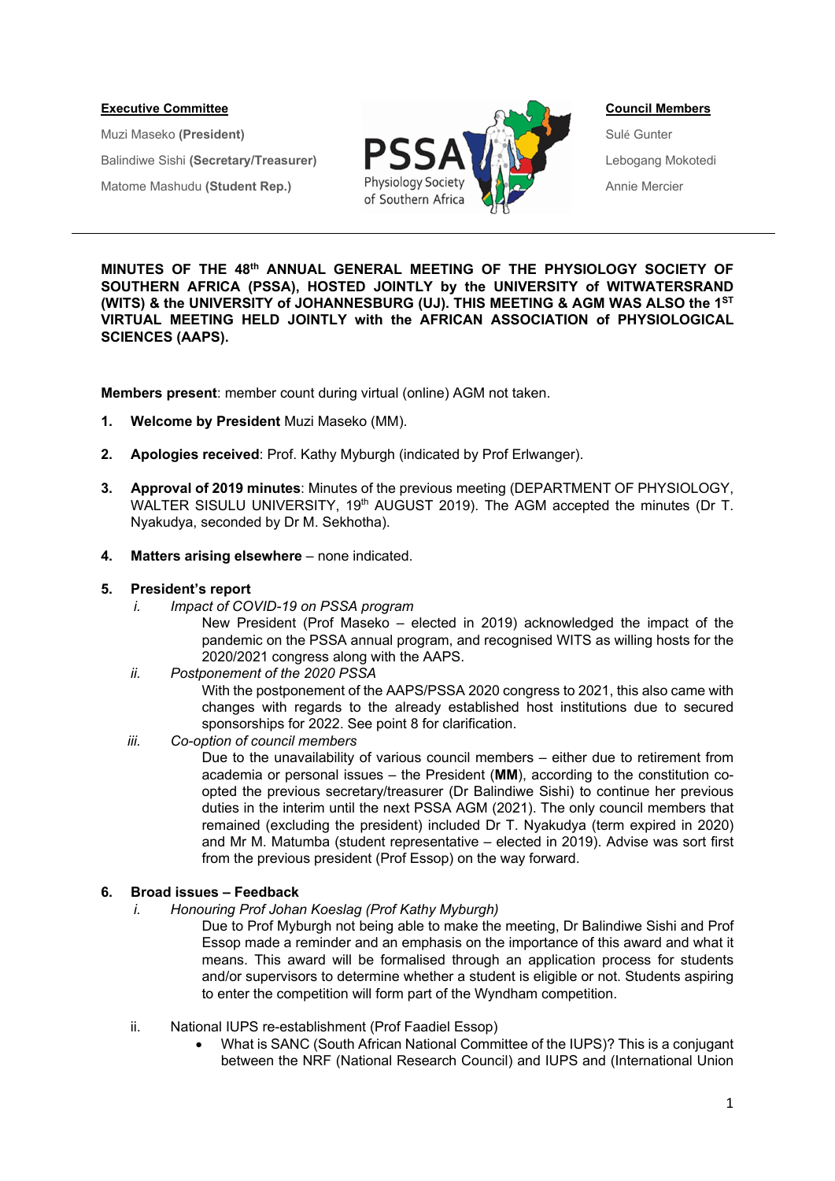**Executive Committee**

Muzi Maseko **(President)**

Balindiwe Sishi **(Secretary/Treasurer)**

Matome Mashudu **(Student Rep.)**

**Council Members**

Sulé Gunter

Lebogang Mokotedi

Annie Mercier

---

**MINUTES OF THE 48th ANNUAL GENERAL MEETING OF THE PHYSIOLOGY SOCIETY OF SOUTHERN AFRICA (PSSA), HOSTED JOINTLY by the UNIVERSITY of WITWATERSRAND (WITS) & the UNIVERSITY of JOHANNESBURG (UJ). THIS MEETING & AGM WAS ALSO the 1ST VIRTUAL MEETING HELD JOINTLY with the AFRICAN ASSOCIATION of PHYSIOLOGICAL SCIENCES (AAPS).**

**Members present**: member count during virtual (online) AGM not taken.

1. **Welcome by President** Muzi Maseko (MM).

2. **Apologies received**: Prof. Kathy Myburgh (indicated by Prof Erlwanger).

3. **Approval of 2019 minutes**: Minutes of the previous meeting (DEPARTMENT OF PHYSIOLOGY, WALTER SISULU UNIVERSITY, 19th AUGUST 2019). The AGM accepted the minutes (Dr T. Nyakudya, seconded by Dr M. Sekhotha).

4. **Matters arising elsewhere** – none indicated.

5. **President's report**
   - i. *Impact of COVID-19 on PSSA program*

     New President (Prof Maseko – elected in 2019) acknowledged the impact of the pandemic on the PSSA annual program, and recognised WITS as willing hosts for the 2020/2021 congress along with the AAPS.
   - ii. *Postponement of the 2020 PSSA*

     With the postponement of the AAPS/PSSA 2020 congress to 2021, this also came with changes with regards to the already established host institutions due to secured sponsorships for 2022. See point 8 for clarification.
   - iii. *Co-option of council members*

     Due to the unavailability of various council members – either due to retirement from academia or personal issues – the President (**MM**), according to the constitution co-opted the previous secretary/treasurer (Dr Balindiwe Sishi) to continue her previous duties in the interim until the next PSSA AGM (2021). The only council members that remained (excluding the president) included Dr T. Nyakudya (term expired in 2020) and Mr M. Matumba (student representative – elected in 2019). Advise was sort first from the previous president (Prof Essop) on the way forward.

6. **Broad issues – Feedback**
   - i. *Honouring Prof Johan Koeslag (Prof Kathy Myburgh)*

     Due to Prof Myburgh not being able to make the meeting, Dr Balindiwe Sishi and Prof Essop made a reminder and an emphasis on the importance of this award and what it means. This award will be formalised through an application process for students and/or supervisors to determine whether a student is eligible or not. Students aspiring to enter the competition will form part of the Wyndham competition.
   - ii. National IUPS re-establishment (Prof Faadiel Essop)
     - What is SANC (South African National Committee of the IUPS)? This is a conjugant between the NRF (National Research Council) and IUPS and (International Union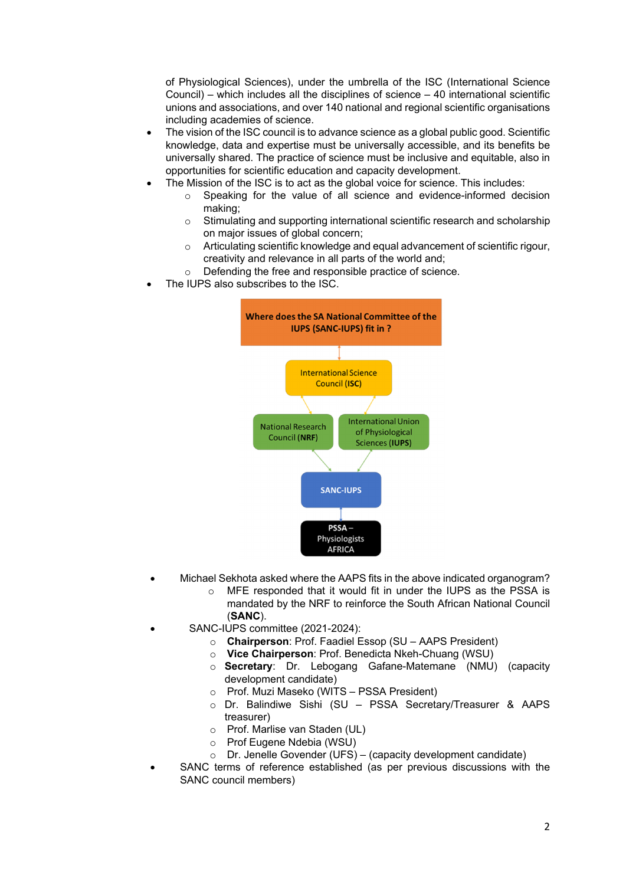of Physiological Sciences), under the umbrella of the ISC (International Science Council) – which includes all the disciplines of science – 40 international scientific unions and associations, and over 140 national and regional scientific organisations including academies of science.

- The vision of the ISC council is to advance science as a global public good. Scientific knowledge, data and expertise must be universally accessible, and its benefits be universally shared. The practice of science must be inclusive and equitable, also in opportunities for scientific education and capacity development.
- The Mission of the ISC is to act as the global voice for science. This includes:
    - Speaking for the value of all science and evidence-informed decision making;
    - Stimulating and supporting international scientific research and scholarship on major issues of global concern;
    - Articulating scientific knowledge and equal advancement of scientific rigour, creativity and relevance in all parts of the world and;
    - Defending the free and responsible practice of science.
- The IUPS also subscribes to the ISC.

**Where does the SA National Committee of the IUPS (SANC-IUPS) fit in ?**

International Science Council (**ISC**)

National Research Council (**NRF**) | International Union of Physiological Sciences (**IUPS**)

**SANC-IUPS**

**PSSA** – Physiologists AFRICA

- Michael Sekhota asked where the AAPS fits in the above indicated organogram?
    - MFE responded that it would fit in under the IUPS as the PSSA is mandated by the NRF to reinforce the South African National Council (**SANC**).
- SANC-IUPS committee (2021-2024):
    - **Chairperson**: Prof. Faadiel Essop (SU – AAPS President)
    - **Vice Chairperson**: Prof. Benedicta Nkeh-Chuang (WSU)
    - **Secretary**: Dr. Lebogang Gafane-Matemane (NMU) (capacity development candidate)
    - Prof. Muzi Maseko (WITS – PSSA President)
    - Dr. Balindiwe Sishi (SU – PSSA Secretary/Treasurer & AAPS treasurer)
    - Prof. Marlise van Staden (UL)
    - Prof Eugene Ndebia (WSU)
    - Dr. Jenelle Govender (UFS) – (capacity development candidate)
- SANC terms of reference established (as per previous discussions with the SANC council members)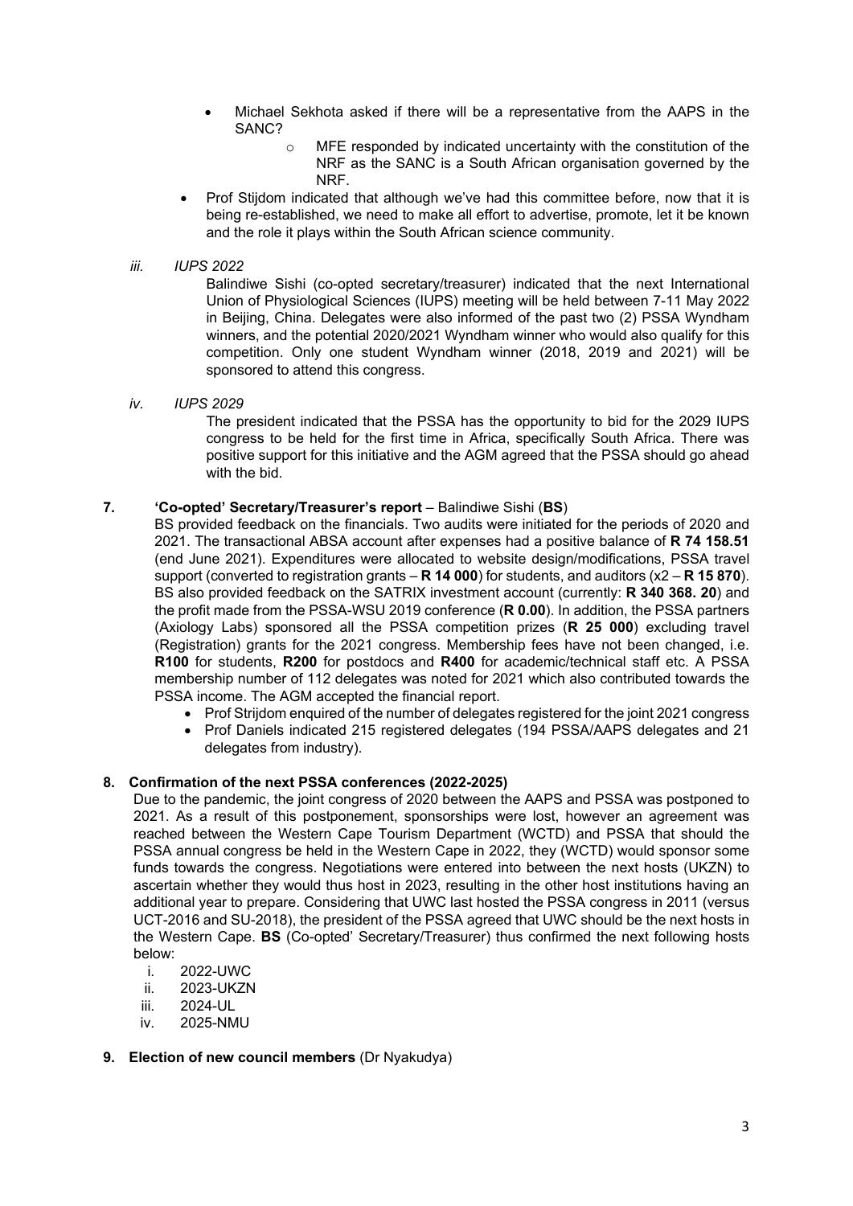- Michael Sekhota asked if there will be a representative from the AAPS in the SANC?
  - MFE responded by indicated uncertainty with the constitution of the NRF as the SANC is a South African organisation governed by the NRF.
- Prof Stijdom indicated that although we've had this committee before, now that it is being re-established, we need to make all effort to advertise, promote, let it be known and the role it plays within the South African science community.

*iii. IUPS 2022*

Balindiwe Sishi (co-opted secretary/treasurer) indicated that the next International Union of Physiological Sciences (IUPS) meeting will be held between 7-11 May 2022 in Beijing, China. Delegates were also informed of the past two (2) PSSA Wyndham winners, and the potential 2020/2021 Wyndham winner who would also qualify for this competition. Only one student Wyndham winner (2018, 2019 and 2021) will be sponsored to attend this congress.

*iv. IUPS 2029*

The president indicated that the PSSA has the opportunity to bid for the 2029 IUPS congress to be held for the first time in Africa, specifically South Africa. There was positive support for this initiative and the AGM agreed that the PSSA should go ahead with the bid.

**7. 'Co-opted' Secretary/Treasurer's report** – Balindiwe Sishi (**BS**)

BS provided feedback on the financials. Two audits were initiated for the periods of 2020 and 2021. The transactional ABSA account after expenses had a positive balance of **R 74 158.51** (end June 2021). Expenditures were allocated to website design/modifications, PSSA travel support (converted to registration grants – **R 14 000**) for students, and auditors (x2 – **R 15 870**). BS also provided feedback on the SATRIX investment account (currently: **R 340 368. 20**) and the profit made from the PSSA-WSU 2019 conference (**R 0.00**). In addition, the PSSA partners (Axiology Labs) sponsored all the PSSA competition prizes (**R 25 000**) excluding travel (Registration) grants for the 2021 congress. Membership fees have not been changed, i.e. **R100** for students, **R200** for postdocs and **R400** for academic/technical staff etc. A PSSA membership number of 112 delegates was noted for 2021 which also contributed towards the PSSA income. The AGM accepted the financial report.

- Prof Strijdom enquired of the number of delegates registered for the joint 2021 congress
- Prof Daniels indicated 215 registered delegates (194 PSSA/AAPS delegates and 21 delegates from industry).

**8. Confirmation of the next PSSA conferences (2022-2025)**

Due to the pandemic, the joint congress of 2020 between the AAPS and PSSA was postponed to 2021. As a result of this postponement, sponsorships were lost, however an agreement was reached between the Western Cape Tourism Department (WCTD) and PSSA that should the PSSA annual congress be held in the Western Cape in 2022, they (WCTD) would sponsor some funds towards the congress. Negotiations were entered into between the next hosts (UKZN) to ascertain whether they would thus host in 2023, resulting in the other host institutions having an additional year to prepare. Considering that UWC last hosted the PSSA congress in 2011 (versus UCT-2016 and SU-2018), the president of the PSSA agreed that UWC should be the next hosts in the Western Cape. **BS** (Co-opted' Secretary/Treasurer) thus confirmed the next following hosts below:

i. 2022-UWC
ii. 2023-UKZN
iii. 2024-UL
iv. 2025-NMU

**9. Election of new council members** (Dr Nyakudya)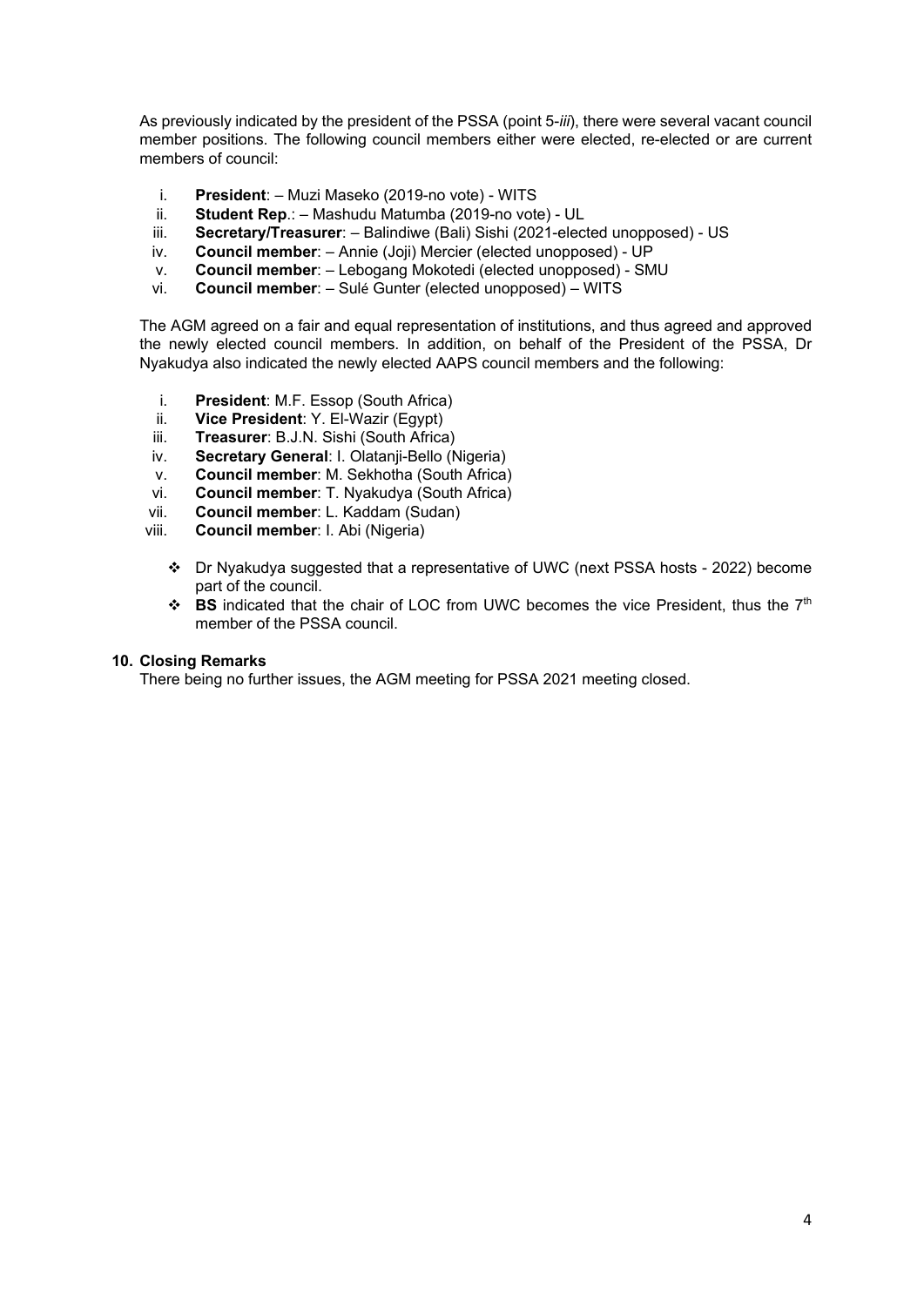As previously indicated by the president of the PSSA (point 5-*iii*), there were several vacant council member positions. The following council members either were elected, re-elected or are current members of council:

i. **President**: – Muzi Maseko (2019-no vote) - WITS
ii. **Student Rep**.: – Mashudu Matumba (2019-no vote) - UL
iii. **Secretary/Treasurer**: – Balindiwe (Bali) Sishi (2021-elected unopposed) - US
iv. **Council member**: – Annie (Joji) Mercier (elected unopposed) - UP
v. **Council member**: – Lebogang Mokotedi (elected unopposed) - SMU
vi. **Council member**: – Sulé Gunter (elected unopposed) – WITS

The AGM agreed on a fair and equal representation of institutions, and thus agreed and approved the newly elected council members. In addition, on behalf of the President of the PSSA, Dr Nyakudya also indicated the newly elected AAPS council members and the following:

i. **President**: M.F. Essop (South Africa)
ii. **Vice President**: Y. El-Wazir (Egypt)
iii. **Treasurer**: B.J.N. Sishi (South Africa)
iv. **Secretary General**: I. Olatanji-Bello (Nigeria)
v. **Council member**: M. Sekhotha (South Africa)
vi. **Council member**: T. Nyakudya (South Africa)
vii. **Council member**: L. Kaddam (Sudan)
viii. **Council member**: I. Abi (Nigeria)

- Dr Nyakudya suggested that a representative of UWC (next PSSA hosts - 2022) become part of the council.
- **BS** indicated that the chair of LOC from UWC becomes the vice President, thus the 7th member of the PSSA council.

**10. Closing Remarks**

There being no further issues, the AGM meeting for PSSA 2021 meeting closed.